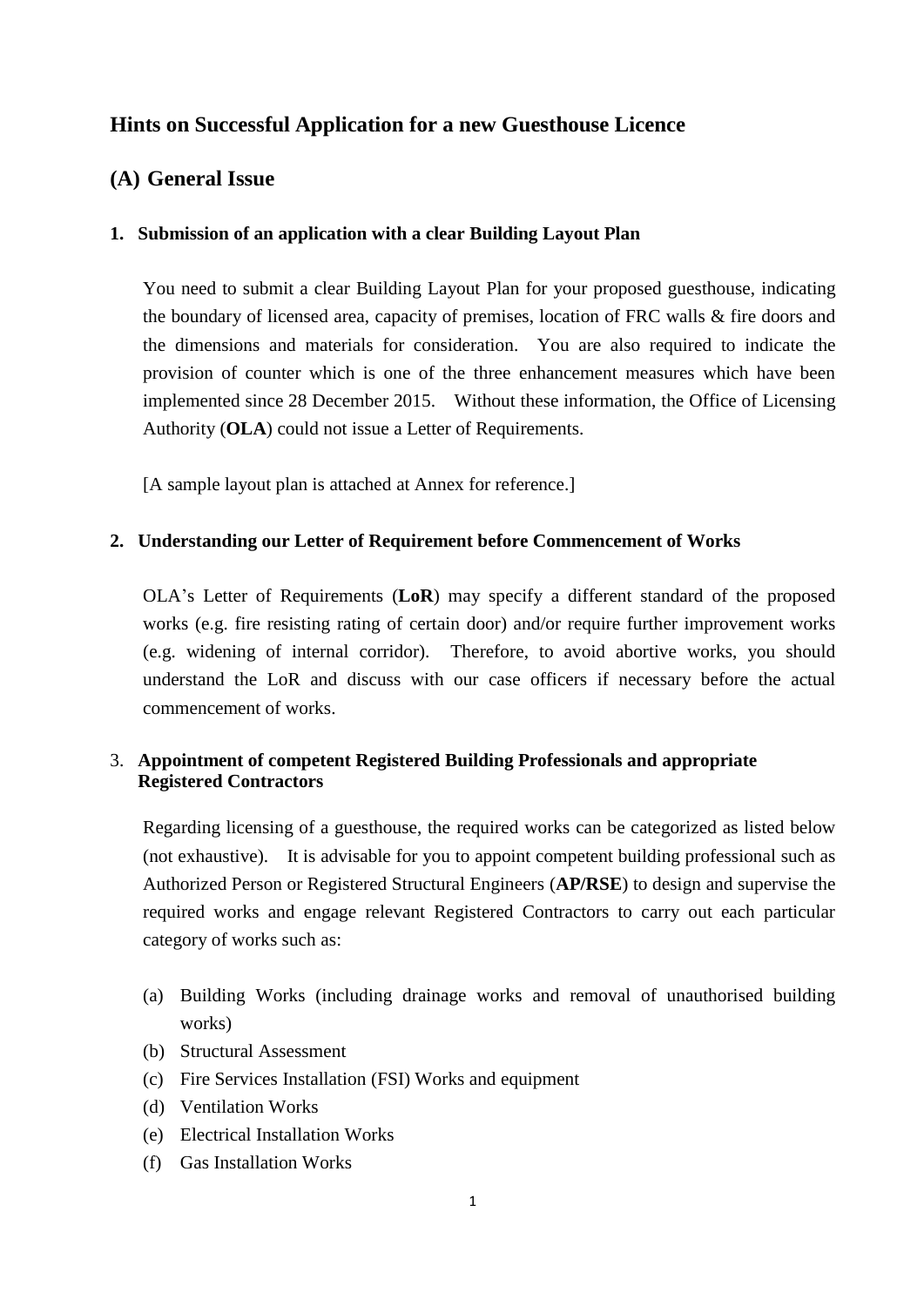# Hints on Successful Application for a new Guesthouse Licence

## (A) General Issue

### 1. Submission of an application with a clear Building Layout Plan

You need to submit a clear Building Layout Plan for your proposed guesthouse, indicating the boundary of licensed area, capacity of premises, location of FRC walls & fire doors and the dimensions and materials for consideration. You are also required to indicate the provision of counter which is one of the three enhancement measures which have been implemented since 28 December 2015. Without these information, the Office of Licensing Authority (**OLA**) could not issue a Letter of Requirements.

[A sample layout plan is attached at Annex for reference.]

### 2. Understanding our Letter of Requirement before Commencement of Works

OLA's Letter of Requirements (**LoR**) may specify a different standard of the proposed works (e.g. fire resisting rating of certain door) and/or require further improvement works (e.g. widening of internal corridor). Therefore, to avoid abortive works, you should understand the LoR and discuss with our case officers if necessary before the actual commencement of works.

### 3. Appointment of competent Registered Building Professionals and appropriate Registered Contractors

Regarding licensing of a guesthouse, the required works can be categorized as listed below (not exhaustive). It is advisable for you to appoint competent building professional such as Authorized Person or Registered Structural Engineers (**AP/RSE**) to design and supervise the required works and engage relevant Registered Contractors to carry out each particular category of works such as:

(a) Building Works (including drainage works and removal of unauthorised building works)
(b) Structural Assessment
(c) Fire Services Installation (FSI) Works and equipment
(d) Ventilation Works
(e) Electrical Installation Works
(f) Gas Installation Works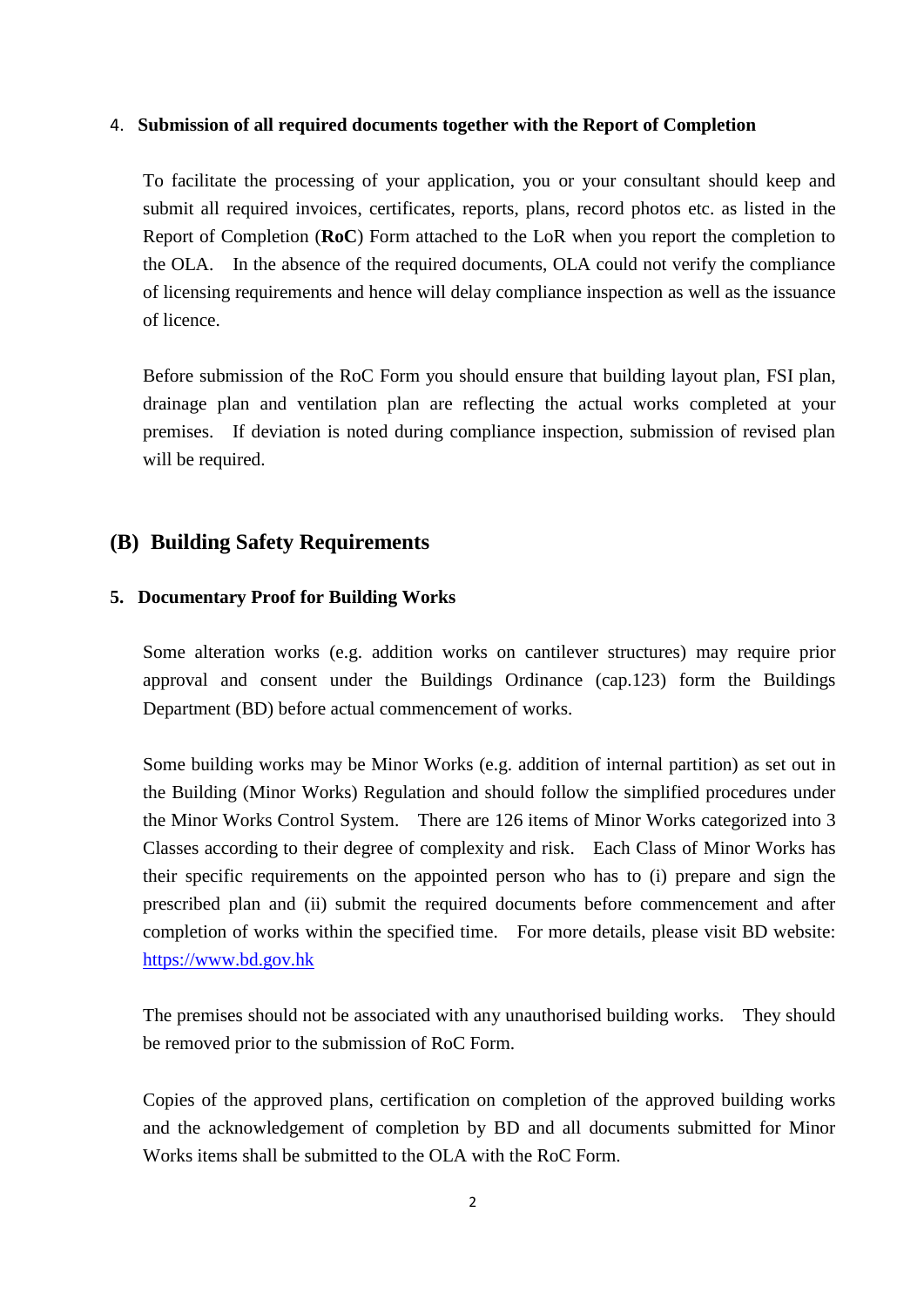4. **Submission of all required documents together with the Report of Completion**

To facilitate the processing of your application, you or your consultant should keep and submit all required invoices, certificates, reports, plans, record photos etc. as listed in the Report of Completion (**RoC**) Form attached to the LoR when you report the completion to the OLA. In the absence of the required documents, OLA could not verify the compliance of licensing requirements and hence will delay compliance inspection as well as the issuance of licence.

Before submission of the RoC Form you should ensure that building layout plan, FSI plan, drainage plan and ventilation plan are reflecting the actual works completed at your premises. If deviation is noted during compliance inspection, submission of revised plan will be required.

## (B) Building Safety Requirements

### 5. Documentary Proof for Building Works

Some alteration works (e.g. addition works on cantilever structures) may require prior approval and consent under the Buildings Ordinance (cap.123) form the Buildings Department (BD) before actual commencement of works.

Some building works may be Minor Works (e.g. addition of internal partition) as set out in the Building (Minor Works) Regulation and should follow the simplified procedures under the Minor Works Control System. There are 126 items of Minor Works categorized into 3 Classes according to their degree of complexity and risk. Each Class of Minor Works has their specific requirements on the appointed person who has to (i) prepare and sign the prescribed plan and (ii) submit the required documents before commencement and after completion of works within the specified time. For more details, please visit BD website: https://www.bd.gov.hk

The premises should not be associated with any unauthorised building works. They should be removed prior to the submission of RoC Form.

Copies of the approved plans, certification on completion of the approved building works and the acknowledgement of completion by BD and all documents submitted for Minor Works items shall be submitted to the OLA with the RoC Form.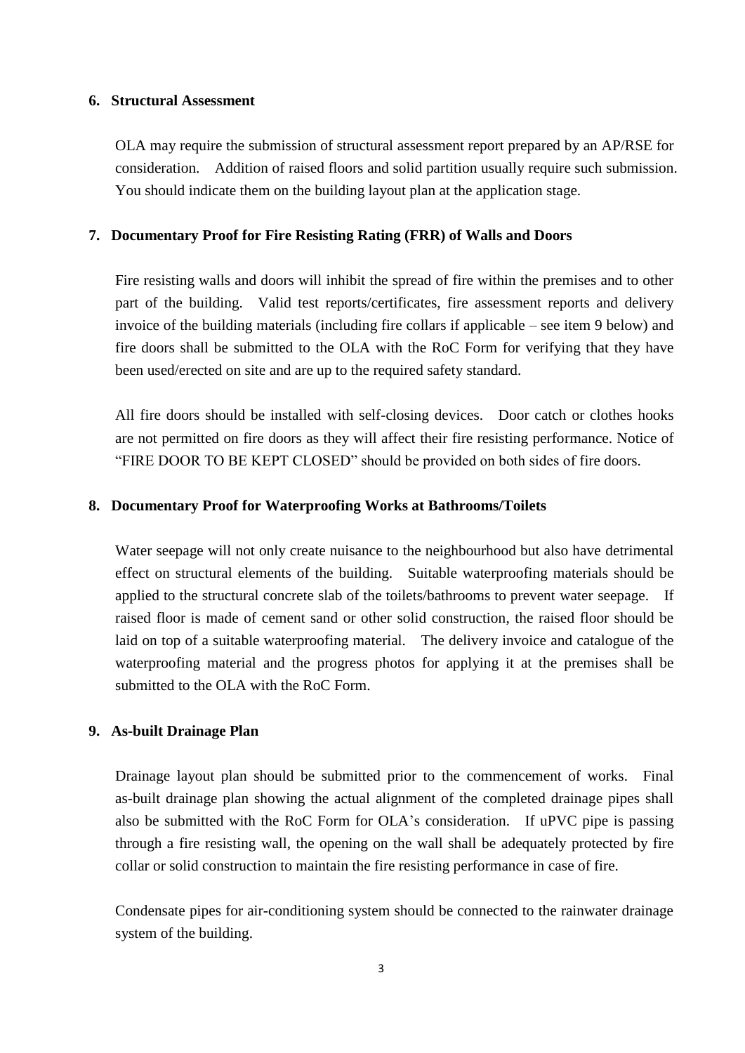## 6. Structural Assessment

OLA may require the submission of structural assessment report prepared by an AP/RSE for consideration. Addition of raised floors and solid partition usually require such submission. You should indicate them on the building layout plan at the application stage.

## 7. Documentary Proof for Fire Resisting Rating (FRR) of Walls and Doors

Fire resisting walls and doors will inhibit the spread of fire within the premises and to other part of the building. Valid test reports/certificates, fire assessment reports and delivery invoice of the building materials (including fire collars if applicable – see item 9 below) and fire doors shall be submitted to the OLA with the RoC Form for verifying that they have been used/erected on site and are up to the required safety standard.

All fire doors should be installed with self-closing devices. Door catch or clothes hooks are not permitted on fire doors as they will affect their fire resisting performance. Notice of "FIRE DOOR TO BE KEPT CLOSED" should be provided on both sides of fire doors.

## 8. Documentary Proof for Waterproofing Works at Bathrooms/Toilets

Water seepage will not only create nuisance to the neighbourhood but also have detrimental effect on structural elements of the building. Suitable waterproofing materials should be applied to the structural concrete slab of the toilets/bathrooms to prevent water seepage. If raised floor is made of cement sand or other solid construction, the raised floor should be laid on top of a suitable waterproofing material. The delivery invoice and catalogue of the waterproofing material and the progress photos for applying it at the premises shall be submitted to the OLA with the RoC Form.

## 9. As-built Drainage Plan

Drainage layout plan should be submitted prior to the commencement of works. Final as-built drainage plan showing the actual alignment of the completed drainage pipes shall also be submitted with the RoC Form for OLA's consideration. If uPVC pipe is passing through a fire resisting wall, the opening on the wall shall be adequately protected by fire collar or solid construction to maintain the fire resisting performance in case of fire.

Condensate pipes for air-conditioning system should be connected to the rainwater drainage system of the building.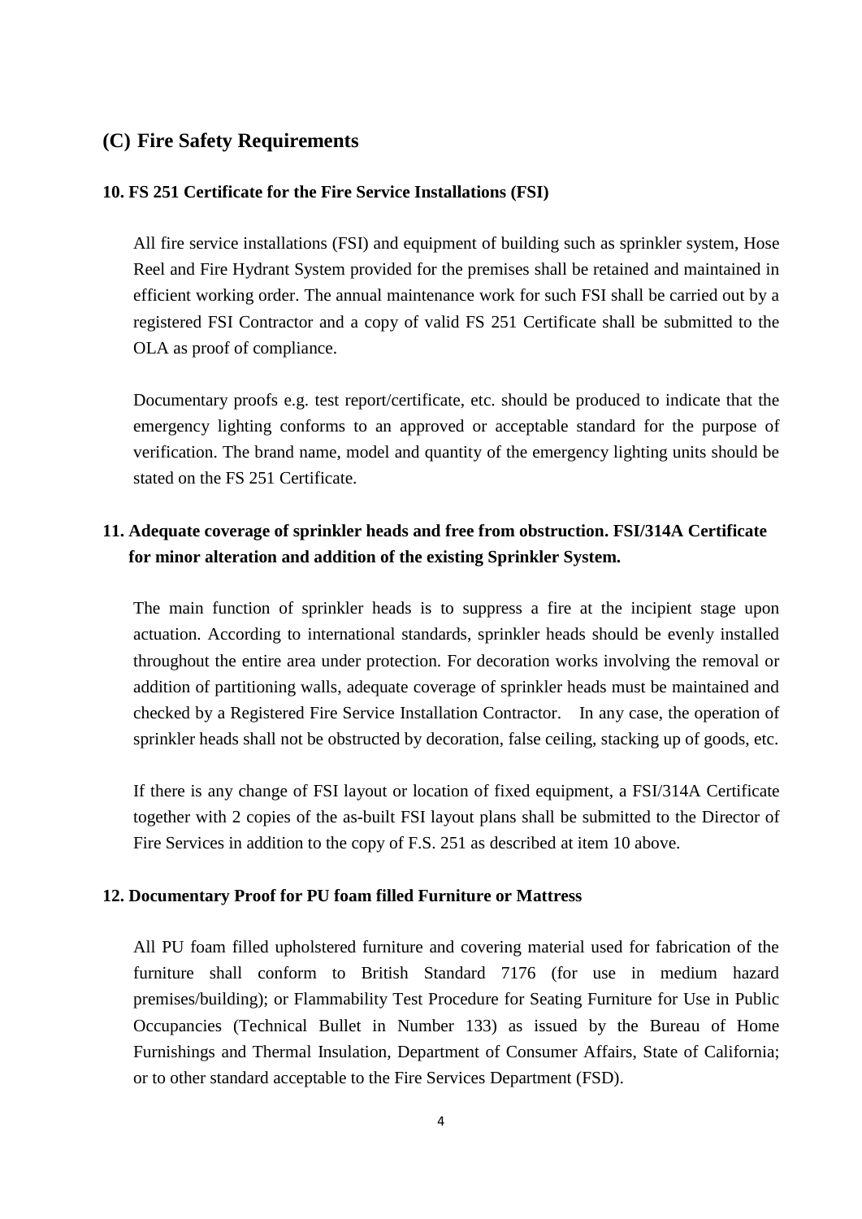## (C) Fire Safety Requirements

### 10. FS 251 Certificate for the Fire Service Installations (FSI)

All fire service installations (FSI) and equipment of building such as sprinkler system, Hose Reel and Fire Hydrant System provided for the premises shall be retained and maintained in efficient working order. The annual maintenance work for such FSI shall be carried out by a registered FSI Contractor and a copy of valid FS 251 Certificate shall be submitted to the OLA as proof of compliance.

Documentary proofs e.g. test report/certificate, etc. should be produced to indicate that the emergency lighting conforms to an approved or acceptable standard for the purpose of verification. The brand name, model and quantity of the emergency lighting units should be stated on the FS 251 Certificate.

### 11. Adequate coverage of sprinkler heads and free from obstruction. FSI/314A Certificate for minor alteration and addition of the existing Sprinkler System.

The main function of sprinkler heads is to suppress a fire at the incipient stage upon actuation. According to international standards, sprinkler heads should be evenly installed throughout the entire area under protection. For decoration works involving the removal or addition of partitioning walls, adequate coverage of sprinkler heads must be maintained and checked by a Registered Fire Service Installation Contractor. In any case, the operation of sprinkler heads shall not be obstructed by decoration, false ceiling, stacking up of goods, etc.

If there is any change of FSI layout or location of fixed equipment, a FSI/314A Certificate together with 2 copies of the as-built FSI layout plans shall be submitted to the Director of Fire Services in addition to the copy of F.S. 251 as described at item 10 above.

### 12. Documentary Proof for PU foam filled Furniture or Mattress

All PU foam filled upholstered furniture and covering material used for fabrication of the furniture shall conform to British Standard 7176 (for use in medium hazard premises/building); or Flammability Test Procedure for Seating Furniture for Use in Public Occupancies (Technical Bullet in Number 133) as issued by the Bureau of Home Furnishings and Thermal Insulation, Department of Consumer Affairs, State of California; or to other standard acceptable to the Fire Services Department (FSD).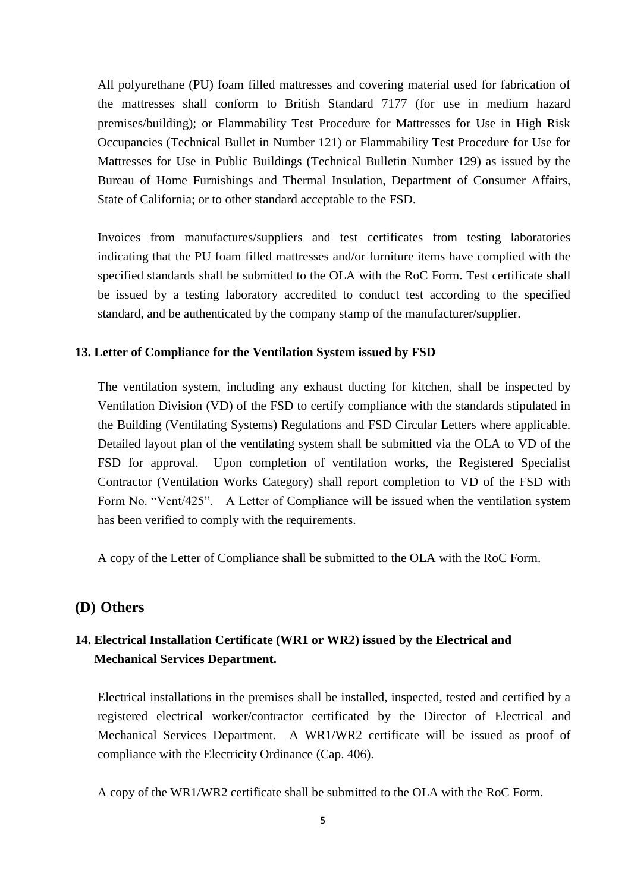All polyurethane (PU) foam filled mattresses and covering material used for fabrication of the mattresses shall conform to British Standard 7177 (for use in medium hazard premises/building); or Flammability Test Procedure for Mattresses for Use in High Risk Occupancies (Technical Bullet in Number 121) or Flammability Test Procedure for Use for Mattresses for Use in Public Buildings (Technical Bulletin Number 129) as issued by the Bureau of Home Furnishings and Thermal Insulation, Department of Consumer Affairs, State of California; or to other standard acceptable to the FSD.

Invoices from manufactures/suppliers and test certificates from testing laboratories indicating that the PU foam filled mattresses and/or furniture items have complied with the specified standards shall be submitted to the OLA with the RoC Form. Test certificate shall be issued by a testing laboratory accredited to conduct test according to the specified standard, and be authenticated by the company stamp of the manufacturer/supplier.

**13. Letter of Compliance for the Ventilation System issued by FSD**

The ventilation system, including any exhaust ducting for kitchen, shall be inspected by Ventilation Division (VD) of the FSD to certify compliance with the standards stipulated in the Building (Ventilating Systems) Regulations and FSD Circular Letters where applicable. Detailed layout plan of the ventilating system shall be submitted via the OLA to VD of the FSD for approval. Upon completion of ventilation works, the Registered Specialist Contractor (Ventilation Works Category) shall report completion to VD of the FSD with Form No. "Vent/425". A Letter of Compliance will be issued when the ventilation system has been verified to comply with the requirements.

A copy of the Letter of Compliance shall be submitted to the OLA with the RoC Form.

## (D) Others

**14. Electrical Installation Certificate (WR1 or WR2) issued by the Electrical and Mechanical Services Department.**

Electrical installations in the premises shall be installed, inspected, tested and certified by a registered electrical worker/contractor certificated by the Director of Electrical and Mechanical Services Department. A WR1/WR2 certificate will be issued as proof of compliance with the Electricity Ordinance (Cap. 406).

A copy of the WR1/WR2 certificate shall be submitted to the OLA with the RoC Form.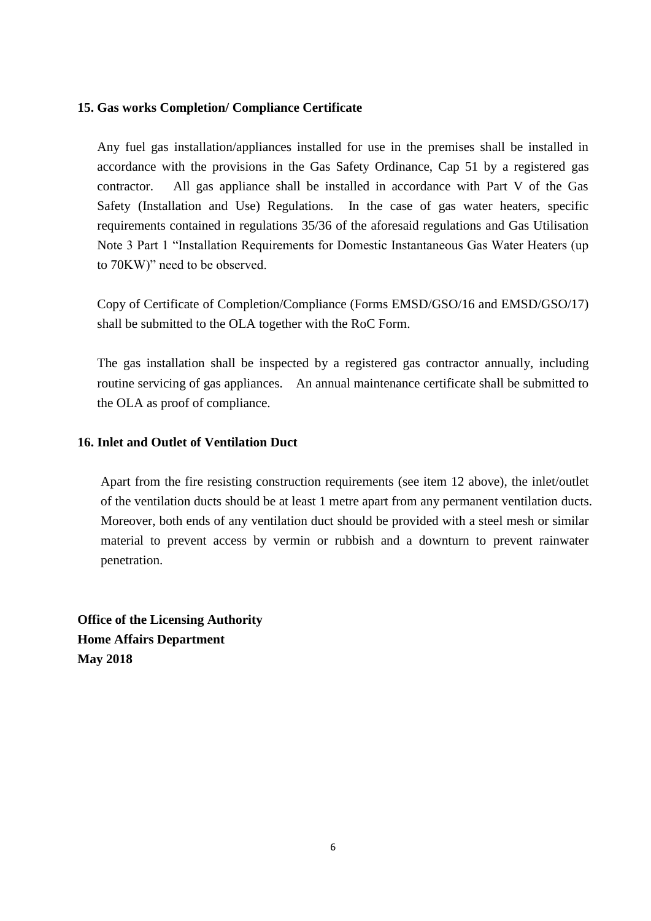## 15. Gas works Completion/ Compliance Certificate

Any fuel gas installation/appliances installed for use in the premises shall be installed in accordance with the provisions in the Gas Safety Ordinance, Cap 51 by a registered gas contractor. All gas appliance shall be installed in accordance with Part V of the Gas Safety (Installation and Use) Regulations. In the case of gas water heaters, specific requirements contained in regulations 35/36 of the aforesaid regulations and Gas Utilisation Note 3 Part 1 "Installation Requirements for Domestic Instantaneous Gas Water Heaters (up to 70KW)" need to be observed.

Copy of Certificate of Completion/Compliance (Forms EMSD/GSO/16 and EMSD/GSO/17) shall be submitted to the OLA together with the RoC Form.

The gas installation shall be inspected by a registered gas contractor annually, including routine servicing of gas appliances. An annual maintenance certificate shall be submitted to the OLA as proof of compliance.

## 16. Inlet and Outlet of Ventilation Duct

Apart from the fire resisting construction requirements (see item 12 above), the inlet/outlet of the ventilation ducts should be at least 1 metre apart from any permanent ventilation ducts. Moreover, both ends of any ventilation duct should be provided with a steel mesh or similar material to prevent access by vermin or rubbish and a downturn to prevent rainwater penetration.

**Office of the Licensing Authority**
**Home Affairs Department**
**May 2018**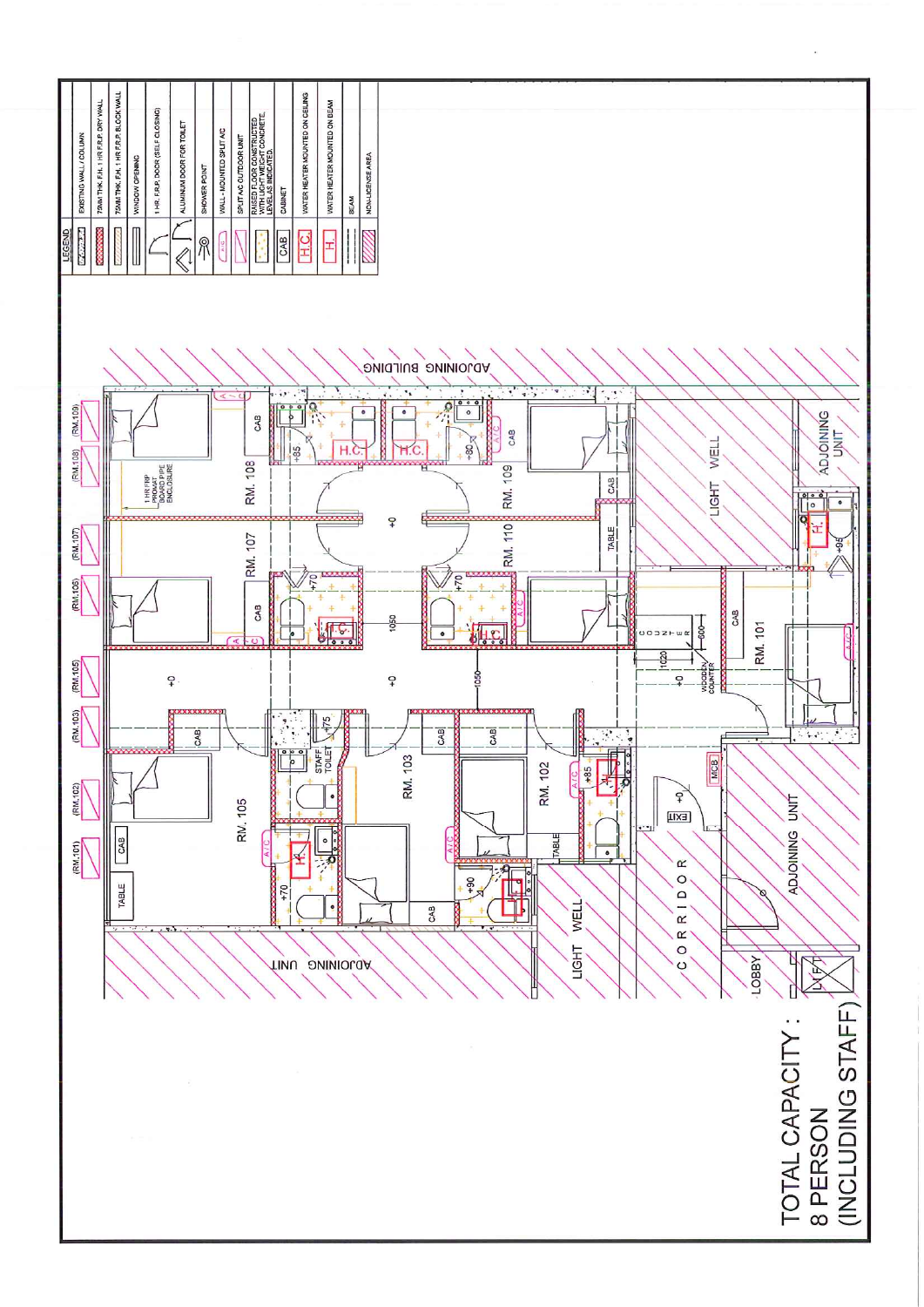| LEGEND | |
| --- | --- |
| | EXISTING WALL / COLUMN |
| | 75MM THK. F.H. 1 HR F.R.P. DRY WALL |
| | 75MM THK. F.H. 1 HR F.R.P. BLOCK WALL |
| | WINDOW OPENING |
| | 1 HR. F.R.P. DOOR (SELF CLOSING) |
| | ALUMINIUM DOOR FOR TOILET |
| | SHOWER POINT |
| A/C | WALL - MOUNTED SPLIT A/C |
| | SPLIT A/C OUTDOOR UNIT |
| | RAISED FLOOR CONSTRUCTED WITH LIGHT WEIGHT CONCRETE, LEVEL AS INDICATED. |
| CAB | CABINET |
| H.C. | WATER HEATER MOUNTED ON CEILING |
| H. | WATER HEATER MOUNTED ON BEAM |
| | BEAM |
| | NON-LICENSE AREA |

(RM.101) (RM.102) (RM.103) (RM.105) (RM.106) (RM.107) (RM.108) (RM.109)

RM. 105
RM. 103
RM. 102
RM. 101
RM. 107
RM. 108
RM. 109
RM. 110

TABLE
CAB
A/C
H.
H.C.
+70
+75
+85
+80
+90
+95
+0
1050
1020
600
STAFF TOILET
1 HR FRP PROKAT BOARD PIPE ENCLOSURE
COUNTER
WOODEN COUNTER
MCB
EXIT

ADJOINING BUILDING
ADJOINING UNIT
LIGHT WELL
CORRIDOR
LOBBY
LIFT

TOTAL CAPACITY :
8 PERSON
(INCLUDING STAFF)